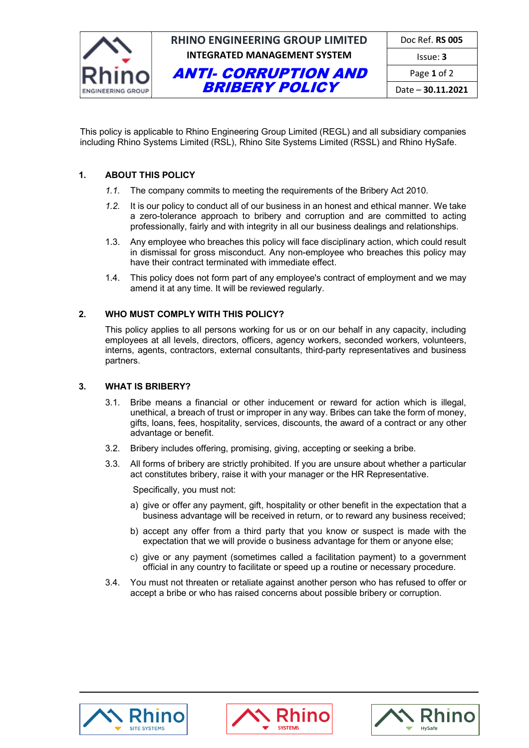# RHINO ENGINEERING GROUP LIMITED

## INTEGRATED MANAGEMENT SYSTEM

## ANTI- CORRUPTION AND BRIBERY POLICY

| Doc Ref. **RS 005** |
|---|
| Issue: **3** |
| Date – **30.11.2021** |

This policy is applicable to Rhino Engineering Group Limited (REGL) and all subsidiary companies including Rhino Systems Limited (RSL), Rhino Site Systems Limited (RSSL) and Rhino HySafe.

### 1. ABOUT THIS POLICY

*1.1.* The company commits to meeting the requirements of the Bribery Act 2010.

*1.2.* It is our policy to conduct all of our business in an honest and ethical manner. We take a zero-tolerance approach to bribery and corruption and are committed to acting professionally, fairly and with integrity in all our business dealings and relationships.

1.3. Any employee who breaches this policy will face disciplinary action, which could result in dismissal for gross misconduct. Any non-employee who breaches this policy may have their contract terminated with immediate effect.

1.4. This policy does not form part of any employee's contract of employment and we may amend it at any time. It will be reviewed regularly.

### 2. WHO MUST COMPLY WITH THIS POLICY?

This policy applies to all persons working for us or on our behalf in any capacity, including employees at all levels, directors, officers, agency workers, seconded workers, volunteers, interns, agents, contractors, external consultants, third-party representatives and business partners.

### 3. WHAT IS BRIBERY?

3.1. Bribe means a financial or other inducement or reward for action which is illegal, unethical, a breach of trust or improper in any way. Bribes can take the form of money, gifts, loans, fees, hospitality, services, discounts, the award of a contract or any other advantage or benefit.

3.2. Bribery includes offering, promising, giving, accepting or seeking a bribe.

3.3. All forms of bribery are strictly prohibited. If you are unsure about whether a particular act constitutes bribery, raise it with your manager or the HR Representative.

Specifically, you must not:

a) give or offer any payment, gift, hospitality or other benefit in the expectation that a business advantage will be received in return, or to reward any business received;

b) accept any offer from a third party that you know or suspect is made with the expectation that we will provide o business advantage for them or anyone else;

c) give or any payment (sometimes called a facilitation payment) to a government official in any country to facilitate or speed up a routine or necessary procedure.

3.4. You must not threaten or retaliate against another person who has refused to offer or accept a bribe or who has raised concerns about possible bribery or corruption.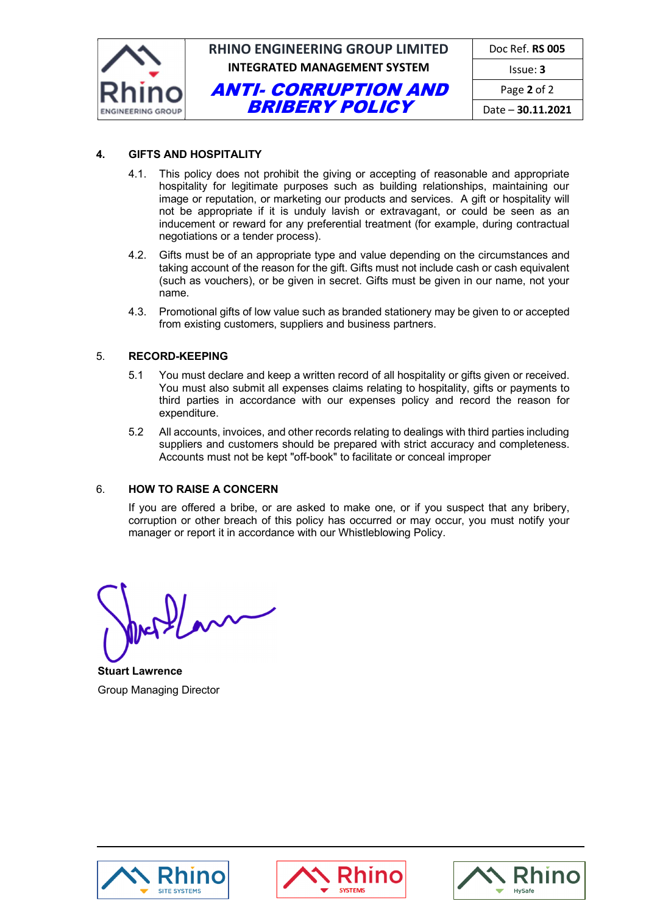## 4. GIFTS AND HOSPITALITY

4.1. This policy does not prohibit the giving or accepting of reasonable and appropriate hospitality for legitimate purposes such as building relationships, maintaining our image or reputation, or marketing our products and services. A gift or hospitality will not be appropriate if it is unduly lavish or extravagant, or could be seen as an inducement or reward for any preferential treatment (for example, during contractual negotiations or a tender process).

4.2. Gifts must be of an appropriate type and value depending on the circumstances and taking account of the reason for the gift. Gifts must not include cash or cash equivalent (such as vouchers), or be given in secret. Gifts must be given in our name, not your name.

4.3. Promotional gifts of low value such as branded stationery may be given to or accepted from existing customers, suppliers and business partners.

## 5. RECORD-KEEPING

5.1 You must declare and keep a written record of all hospitality or gifts given or received. You must also submit all expenses claims relating to hospitality, gifts or payments to third parties in accordance with our expenses policy and record the reason for expenditure.

5.2 All accounts, invoices, and other records relating to dealings with third parties including suppliers and customers should be prepared with strict accuracy and completeness. Accounts must not be kept "off-book" to facilitate or conceal improper

## 6. HOW TO RAISE A CONCERN

If you are offered a bribe, or are asked to make one, or if you suspect that any bribery, corruption or other breach of this policy has occurred or may occur, you must notify your manager or report it in accordance with our Whistleblowing Policy.

**Stuart Lawrence**
Group Managing Director